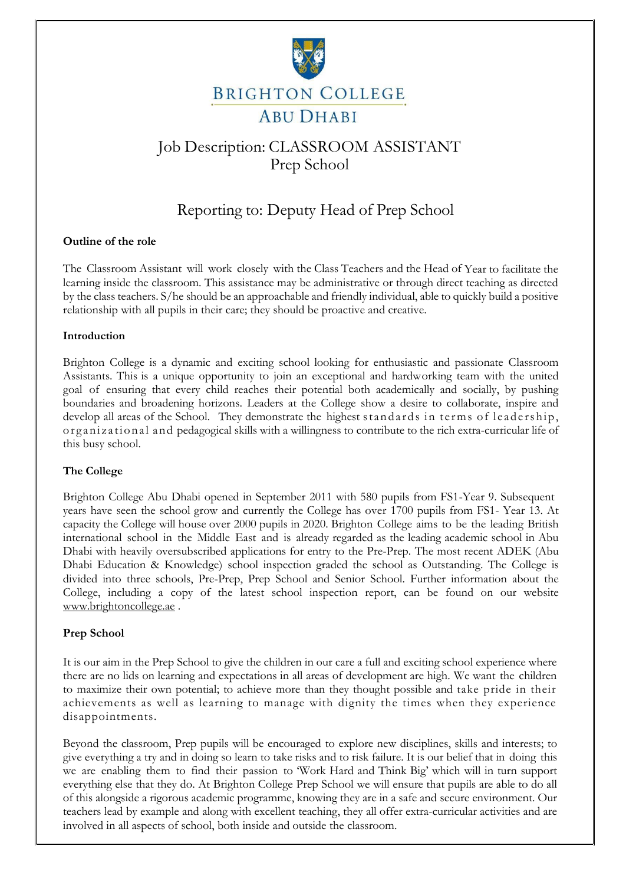# BRIGHTON COLLEGE ABU DHABI

# Job Description: CLASSROOM ASSISTANT
## Prep School

## Reporting to: Deputy Head of Prep School

**Outline of the role**

The Classroom Assistant will work closely with the Class Teachers and the Head of Year to facilitate the learning inside the classroom. This assistance may be administrative or through direct teaching as directed by the class teachers. S/he should be an approachable and friendly individual, able to quickly build a positive relationship with all pupils in their care; they should be proactive and creative.

**Introduction**

Brighton College is a dynamic and exciting school looking for enthusiastic and passionate Classroom Assistants. This is a unique opportunity to join an exceptional and hardworking team with the united goal of ensuring that every child reaches their potential both academically and socially, by pushing boundaries and broadening horizons. Leaders at the College show a desire to collaborate, inspire and develop all areas of the School. They demonstrate the highest standards in terms of leadership, organizational and pedagogical skills with a willingness to contribute to the rich extra-curricular life of this busy school.

**The College**

Brighton College Abu Dhabi opened in September 2011 with 580 pupils from FS1-Year 9. Subsequent years have seen the school grow and currently the College has over 1700 pupils from FS1- Year 13. At capacity the College will house over 2000 pupils in 2020. Brighton College aims to be the leading British international school in the Middle East and is already regarded as the leading academic school in Abu Dhabi with heavily oversubscribed applications for entry to the Pre-Prep. The most recent ADEK (Abu Dhabi Education & Knowledge) school inspection graded the school as Outstanding. The College is divided into three schools, Pre-Prep, Prep School and Senior School. Further information about the College, including a copy of the latest school inspection report, can be found on our website www.brightoncollege.ae .

**Prep School**

It is our aim in the Prep School to give the children in our care a full and exciting school experience where there are no lids on learning and expectations in all areas of development are high. We want the children to maximize their own potential; to achieve more than they thought possible and take pride in their achievements as well as learning to manage with dignity the times when they experience disappointments.

Beyond the classroom, Prep pupils will be encouraged to explore new disciplines, skills and interests; to give everything a try and in doing so learn to take risks and to risk failure. It is our belief that in doing this we are enabling them to find their passion to 'Work Hard and Think Big' which will in turn support everything else that they do. At Brighton College Prep School we will ensure that pupils are able to do all of this alongside a rigorous academic programme, knowing they are in a safe and secure environment. Our teachers lead by example and along with excellent teaching, they all offer extra-curricular activities and are involved in all aspects of school, both inside and outside the classroom.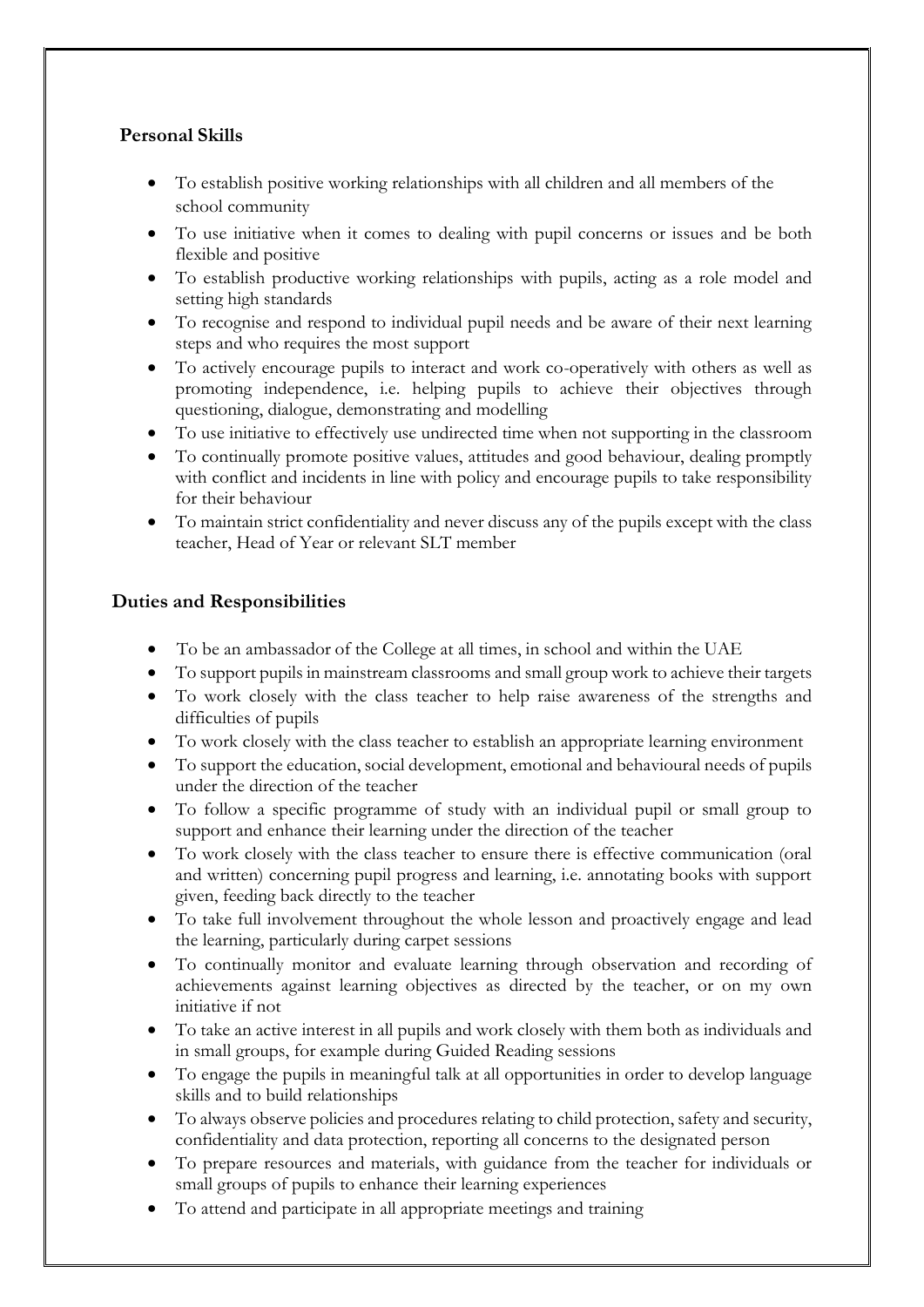## Personal Skills

- To establish positive working relationships with all children and all members of the school community
- To use initiative when it comes to dealing with pupil concerns or issues and be both flexible and positive
- To establish productive working relationships with pupils, acting as a role model and setting high standards
- To recognise and respond to individual pupil needs and be aware of their next learning steps and who requires the most support
- To actively encourage pupils to interact and work co-operatively with others as well as promoting independence, i.e. helping pupils to achieve their objectives through questioning, dialogue, demonstrating and modelling
- To use initiative to effectively use undirected time when not supporting in the classroom
- To continually promote positive values, attitudes and good behaviour, dealing promptly with conflict and incidents in line with policy and encourage pupils to take responsibility for their behaviour
- To maintain strict confidentiality and never discuss any of the pupils except with the class teacher, Head of Year or relevant SLT member

## Duties and Responsibilities

- To be an ambassador of the College at all times, in school and within the UAE
- To support pupils in mainstream classrooms and small group work to achieve their targets
- To work closely with the class teacher to help raise awareness of the strengths and difficulties of pupils
- To work closely with the class teacher to establish an appropriate learning environment
- To support the education, social development, emotional and behavioural needs of pupils under the direction of the teacher
- To follow a specific programme of study with an individual pupil or small group to support and enhance their learning under the direction of the teacher
- To work closely with the class teacher to ensure there is effective communication (oral and written) concerning pupil progress and learning, i.e. annotating books with support given, feeding back directly to the teacher
- To take full involvement throughout the whole lesson and proactively engage and lead the learning, particularly during carpet sessions
- To continually monitor and evaluate learning through observation and recording of achievements against learning objectives as directed by the teacher, or on my own initiative if not
- To take an active interest in all pupils and work closely with them both as individuals and in small groups, for example during Guided Reading sessions
- To engage the pupils in meaningful talk at all opportunities in order to develop language skills and to build relationships
- To always observe policies and procedures relating to child protection, safety and security, confidentiality and data protection, reporting all concerns to the designated person
- To prepare resources and materials, with guidance from the teacher for individuals or small groups of pupils to enhance their learning experiences
- To attend and participate in all appropriate meetings and training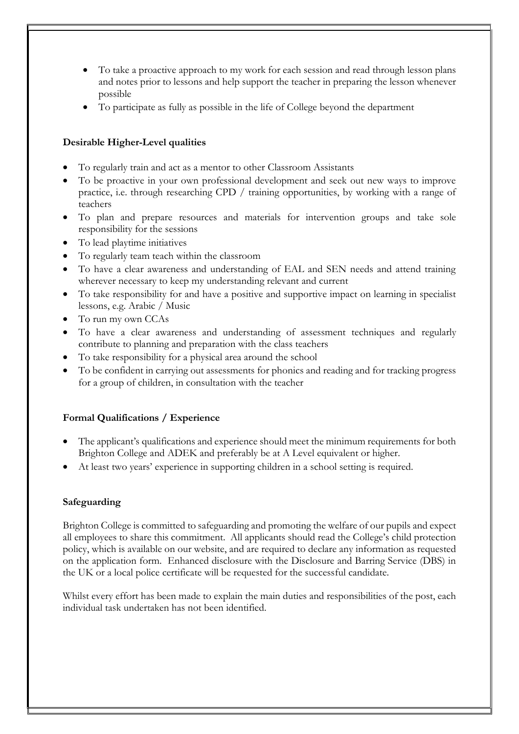- To take a proactive approach to my work for each session and read through lesson plans and notes prior to lessons and help support the teacher in preparing the lesson whenever possible
- To participate as fully as possible in the life of College beyond the department

**Desirable Higher-Level qualities**

- To regularly train and act as a mentor to other Classroom Assistants
- To be proactive in your own professional development and seek out new ways to improve practice, i.e. through researching CPD / training opportunities, by working with a range of teachers
- To plan and prepare resources and materials for intervention groups and take sole responsibility for the sessions
- To lead playtime initiatives
- To regularly team teach within the classroom
- To have a clear awareness and understanding of EAL and SEN needs and attend training wherever necessary to keep my understanding relevant and current
- To take responsibility for and have a positive and supportive impact on learning in specialist lessons, e.g. Arabic / Music
- To run my own CCAs
- To have a clear awareness and understanding of assessment techniques and regularly contribute to planning and preparation with the class teachers
- To take responsibility for a physical area around the school
- To be confident in carrying out assessments for phonics and reading and for tracking progress for a group of children, in consultation with the teacher

**Formal Qualifications / Experience**

- The applicant's qualifications and experience should meet the minimum requirements for both Brighton College and ADEK and preferably be at A Level equivalent or higher.
- At least two years' experience in supporting children in a school setting is required.

**Safeguarding**

Brighton College is committed to safeguarding and promoting the welfare of our pupils and expect all employees to share this commitment. All applicants should read the College's child protection policy, which is available on our website, and are required to declare any information as requested on the application form. Enhanced disclosure with the Disclosure and Barring Service (DBS) in the UK or a local police certificate will be requested for the successful candidate.

Whilst every effort has been made to explain the main duties and responsibilities of the post, each individual task undertaken has not been identified.